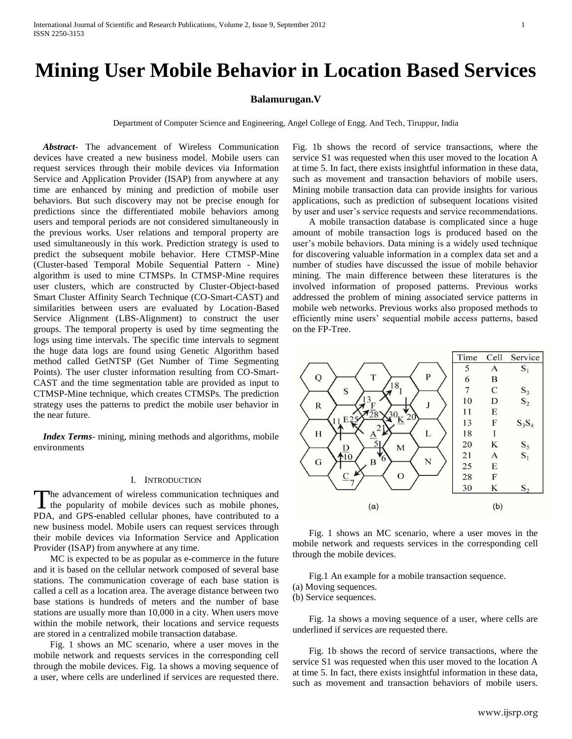# Mining User Mobile Behavior in Location Based Services

**Balamurugan.V**

Department of Computer Science and Engineering, Angel College of Engg. And Tech, Tiruppur, India

***Abstract-*** The advancement of Wireless Communication devices have created a new business model. Mobile users can request services through their mobile devices via Information Service and Application Provider (ISAP) from anywhere at any time are enhanced by mining and prediction of mobile user behaviors. But such discovery may not be precise enough for predictions since the differentiated mobile behaviors among users and temporal periods are not considered simultaneously in the previous works. User relations and temporal property are used simultaneously in this work. Prediction strategy is used to predict the subsequent mobile behavior. Here CTMSP-Mine (Cluster-based Temporal Mobile Sequential Pattern - Mine) algorithm is used to mine CTMSPs. In CTMSP-Mine requires user clusters, which are constructed by Cluster-Object-based Smart Cluster Affinity Search Technique (CO-Smart-CAST) and similarities between users are evaluated by Location-Based Service Alignment (LBS-Alignment) to construct the user groups. The temporal property is used by time segmenting the logs using time intervals. The specific time intervals to segment the huge data logs are found using Genetic Algorithm based method called GetNTSP (Get Number of Time Segmenting Points). The user cluster information resulting from CO-Smart-CAST and the time segmentation table are provided as input to CTMSP-Mine technique, which creates CTMSPs. The prediction strategy uses the patterns to predict the mobile user behavior in the near future.

***Index Terms-*** mining, mining methods and algorithms, mobile environments

## I. Introduction

The advancement of wireless communication techniques and the popularity of mobile devices such as mobile phones, PDA, and GPS-enabled cellular phones, have contributed to a new business model. Mobile users can request services through their mobile devices via Information Service and Application Provider (ISAP) from anywhere at any time.

MC is expected to be as popular as e-commerce in the future and it is based on the cellular network composed of several base stations. The communication coverage of each base station is called a cell as a location area. The average distance between two base stations is hundreds of meters and the number of base stations are usually more than 10,000 in a city. When users move within the mobile network, their locations and service requests are stored in a centralized mobile transaction database.

Fig. 1 shows an MC scenario, where a user moves in the mobile network and requests services in the corresponding cell through the mobile devices. Fig. 1a shows a moving sequence of a user, where cells are underlined if services are requested there. Fig. 1b shows the record of service transactions, where the service S1 was requested when this user moved to the location A at time 5. In fact, there exists insightful information in these data, such as movement and transaction behaviors of mobile users. Mining mobile transaction data can provide insights for various applications, such as prediction of subsequent locations visited by user and user's service requests and service recommendations.

A mobile transaction database is complicated since a huge amount of mobile transaction logs is produced based on the user's mobile behaviors. Data mining is a widely used technique for discovering valuable information in a complex data set and a number of studies have discussed the issue of mobile behavior mining. The main difference between these literatures is the involved information of proposed patterns. Previous works addressed the problem of mining associated service patterns in mobile web networks. Previous works also proposed methods to efficiently mine users' sequential mobile access patterns, based on the FP-Tree.

| Time | Cell | Service |
|---|---|---|
| 5 | A | $S_1$ |
| 6 | B | |
| 7 | C | $S_3$ |
| 10 | D | $S_2$ |
| 11 | E | |
| 13 | F | $S_3S_4$ |
| 18 | I | |
| 20 | K | $S_5$ |
| 21 | A | $S_1$ |
| 25 | E | |
| 28 | F | |
| 30 | K | $S_2$ |

(a) (b)

Fig. 1 shows an MC scenario, where a user moves in the mobile network and requests services in the corresponding cell through the mobile devices.

Fig.1 An example for a mobile transaction sequence.
(a) Moving sequences.
(b) Service sequences.

Fig. 1a shows a moving sequence of a user, where cells are underlined if services are requested there.

Fig. 1b shows the record of service transactions, where the service S1 was requested when this user moved to the location A at time 5. In fact, there exists insightful information in these data, such as movement and transaction behaviors of mobile users.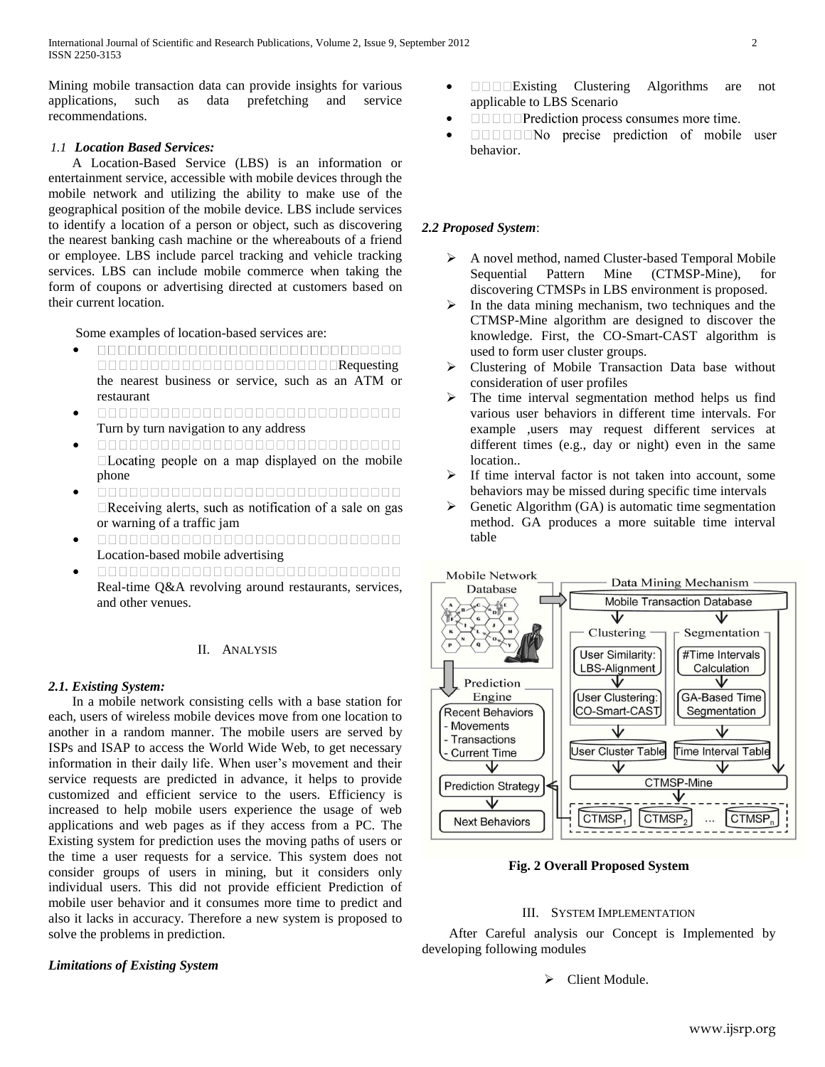Mining mobile transaction data can provide insights for various applications, such as data prefetching and service recommendations.

### *1.1 Location Based Services:*

A Location-Based Service (LBS) is an information or entertainment service, accessible with mobile devices through the mobile network and utilizing the ability to make use of the geographical position of the mobile device. LBS include services to identify a location of a person or object, such as discovering the nearest banking cash machine or the whereabouts of a friend or employee. LBS include parcel tracking and vehicle tracking services. LBS can include mobile commerce when taking the form of coupons or advertising directed at customers based on their current location.

Some examples of location-based services are:

- Requesting the nearest business or service, such as an ATM or restaurant
- Turn by turn navigation to any address
- Locating people on a map displayed on the mobile phone
- Receiving alerts, such as notification of a sale on gas or warning of a traffic jam
- Location-based mobile advertising
- Real-time Q&A revolving around restaurants, services, and other venues.

## II. Analysis

### *2.1. Existing System:*

In a mobile network consisting cells with a base station for each, users of wireless mobile devices move from one location to another in a random manner. The mobile users are served by ISPs and ISAP to access the World Wide Web, to get necessary information in their daily life. When user's movement and their service requests are predicted in advance, it helps to provide customized and efficient service to the users. Efficiency is increased to help mobile users experience the usage of web applications and web pages as if they access from a PC. The Existing system for prediction uses the moving paths of users or the time a user requests for a service. This system does not consider groups of users in mining, but it considers only individual users. This did not provide efficient Prediction of mobile user behavior and it consumes more time to predict and also it lacks in accuracy. Therefore a new system is proposed to solve the problems in prediction.

### *Limitations of Existing System*

- Existing Clustering Algorithms are not applicable to LBS Scenario
- Prediction process consumes more time.
- No precise prediction of mobile user behavior.

### *2.2 Proposed System*:

- A novel method, named Cluster-based Temporal Mobile Sequential Pattern Mine (CTMSP-Mine), for discovering CTMSPs in LBS environment is proposed.
- In the data mining mechanism, two techniques and the CTMSP-Mine algorithm are designed to discover the knowledge. First, the CO-Smart-CAST algorithm is used to form user cluster groups.
- Clustering of Mobile Transaction Data base without consideration of user profiles
- The time interval segmentation method helps us find various user behaviors in different time intervals. For example ,users may request different services at different times (e.g., day or night) even in the same location..
- If time interval factor is not taken into account, some behaviors may be missed during specific time intervals
- Genetic Algorithm (GA) is automatic time segmentation method. GA produces a more suitable time interval table

**Fig. 2 Overall Proposed System**

## III. System Implementation

After Careful analysis our Concept is Implemented by developing following modules

- Client Module.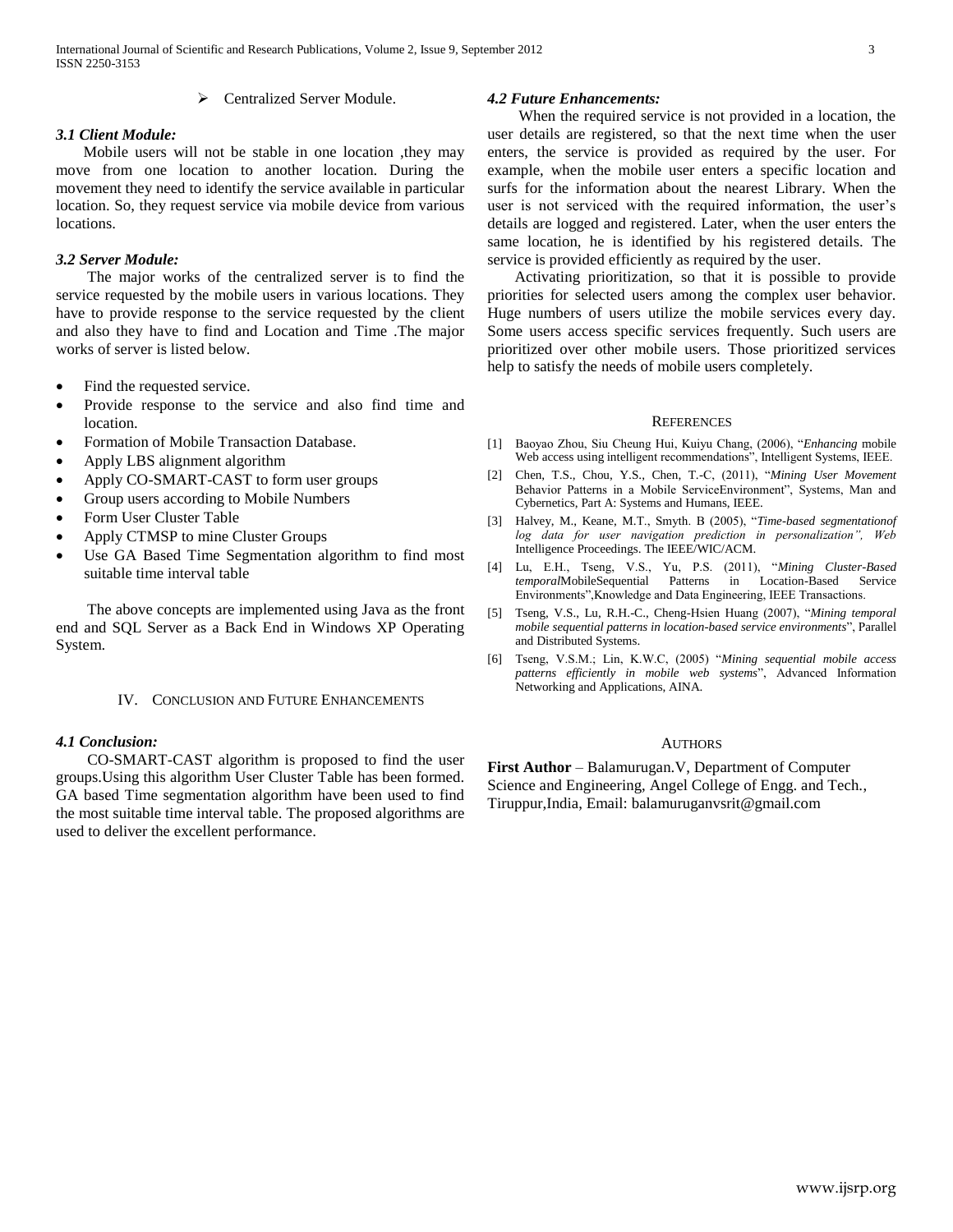- Centralized Server Module.

### *3.1 Client Module:*

Mobile users will not be stable in one location ,they may move from one location to another location. During the movement they need to identify the service available in particular location. So, they request service via mobile device from various locations.

### *3.2 Server Module:*

The major works of the centralized server is to find the service requested by the mobile users in various locations. They have to provide response to the service requested by the client and also they have to find and Location and Time .The major works of server is listed below.

- Find the requested service.
- Provide response to the service and also find time and location.
- Formation of Mobile Transaction Database.
- Apply LBS alignment algorithm
- Apply CO-SMART-CAST to form user groups
- Group users according to Mobile Numbers
- Form User Cluster Table
- Apply CTMSP to mine Cluster Groups
- Use GA Based Time Segmentation algorithm to find most suitable time interval table

The above concepts are implemented using Java as the front end and SQL Server as a Back End in Windows XP Operating System.

## IV. Conclusion and Future Enhancements

### *4.1 Conclusion:*

CO-SMART-CAST algorithm is proposed to find the user groups.Using this algorithm User Cluster Table has been formed. GA based Time segmentation algorithm have been used to find the most suitable time interval table. The proposed algorithms are used to deliver the excellent performance.

### *4.2 Future Enhancements:*

When the required service is not provided in a location, the user details are registered, so that the next time when the user enters, the service is provided as required by the user. For example, when the mobile user enters a specific location and surfs for the information about the nearest Library. When the user is not serviced with the required information, the user's details are logged and registered. Later, when the user enters the same location, he is identified by his registered details. The service is provided efficiently as required by the user.

Activating prioritization, so that it is possible to provide priorities for selected users among the complex user behavior. Huge numbers of users utilize the mobile services every day. Some users access specific services frequently. Such users are prioritized over other mobile users. Those prioritized services help to satisfy the needs of mobile users completely.

## References

[1] Baoyao Zhou, Siu Cheung Hui, Kuiyu Chang, (2006), "*Enhancing* mobile Web access using intelligent recommendations", Intelligent Systems, IEEE.

[2] Chen, T.S., Chou, Y.S., Chen, T.-C, (2011), "*Mining User Movement* Behavior Patterns in a Mobile ServiceEnvironment", Systems, Man and Cybernetics, Part A: Systems and Humans, IEEE.

[3] Halvey, M., Keane, M.T., Smyth. B (2005), "*Time-based segmentationof log data for user navigation prediction in personalization", Web* Intelligence Proceedings. The IEEE/WIC/ACM.

[4] Lu, E.H., Tseng, V.S., Yu, P.S. (2011), "*Mining Cluster-Based temporal*MobileSequential Patterns in Location-Based Service Environments",Knowledge and Data Engineering, IEEE Transactions.

[5] Tseng, V.S., Lu, R.H.-C., Cheng-Hsien Huang (2007), "*Mining temporal mobile sequential patterns in location-based service environments*", Parallel and Distributed Systems.

[6] Tseng, V.S.M.; Lin, K.W.C, (2005) "*Mining sequential mobile access patterns efficiently in mobile web systems*", Advanced Information Networking and Applications, AINA.

## Authors

**First Author** – Balamurugan.V, Department of Computer Science and Engineering, Angel College of Engg. and Tech., Tiruppur,India, Email: balamuruganvsrit@gmail.com